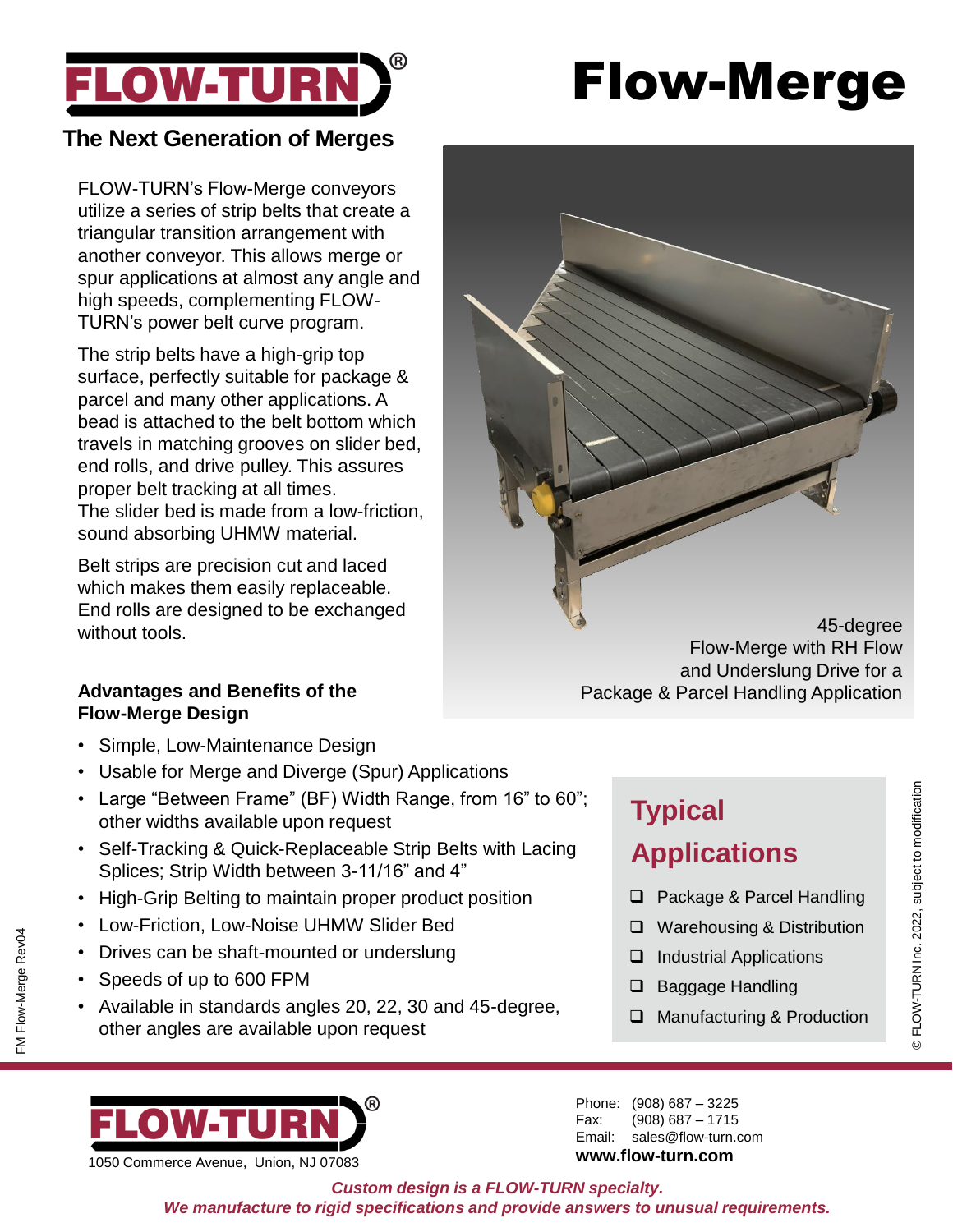# Flow-Merge

## The Next Generation of Merges

FLOW-TURN's Flow-Merge conveyors utilize a series of strip belts that create a triangular transition arrangement with another conveyor. This allows merge or spur applications at almost any angle and high speeds, complementing FLOW-TURN's power belt curve program.

The strip belts have a high-grip top surface, perfectly suitable for package & parcel and many other applications. A bead is attached to the belt bottom which travels in matching grooves on slider bed, end rolls, and drive pulley. This assures proper belt tracking at all times.
The slider bed is made from a low-friction, sound absorbing UHMW material.

Belt strips are precision cut and laced which makes them easily replaceable. End rolls are designed to be exchanged without tools.

45-degree Flow-Merge with RH Flow and Underslung Drive for a Package & Parcel Handling Application

### Advantages and Benefits of the Flow-Merge Design

- Simple, Low-Maintenance Design
- Usable for Merge and Diverge (Spur) Applications
- Large "Between Frame" (BF) Width Range, from 16" to 60"; other widths available upon request
- Self-Tracking & Quick-Replaceable Strip Belts with Lacing Splices; Strip Width between 3-11/16" and 4"
- High-Grip Belting to maintain proper product position
- Low-Friction, Low-Noise UHMW Slider Bed
- Drives can be shaft-mounted or underslung
- Speeds of up to 600 FPM
- Available in standards angles 20, 22, 30 and 45-degree, other angles are available upon request

## Typical Applications

- ❑ Package & Parcel Handling
- ❑ Warehousing & Distribution
- ❑ Industrial Applications
- ❑ Baggage Handling
- ❑ Manufacturing & Production

FM Flow-Merge Rev04

© FLOW-TURN Inc. 2022, subject to modification

FLOW-TURN®
1050 Commerce Avenue, Union, NJ 07083

Phone: (908) 687 – 3225
Fax: (908) 687 – 1715
Email: sales@flow-turn.com
**www.flow-turn.com**

***Custom design is a FLOW-TURN specialty.***
***We manufacture to rigid specifications and provide answers to unusual requirements.***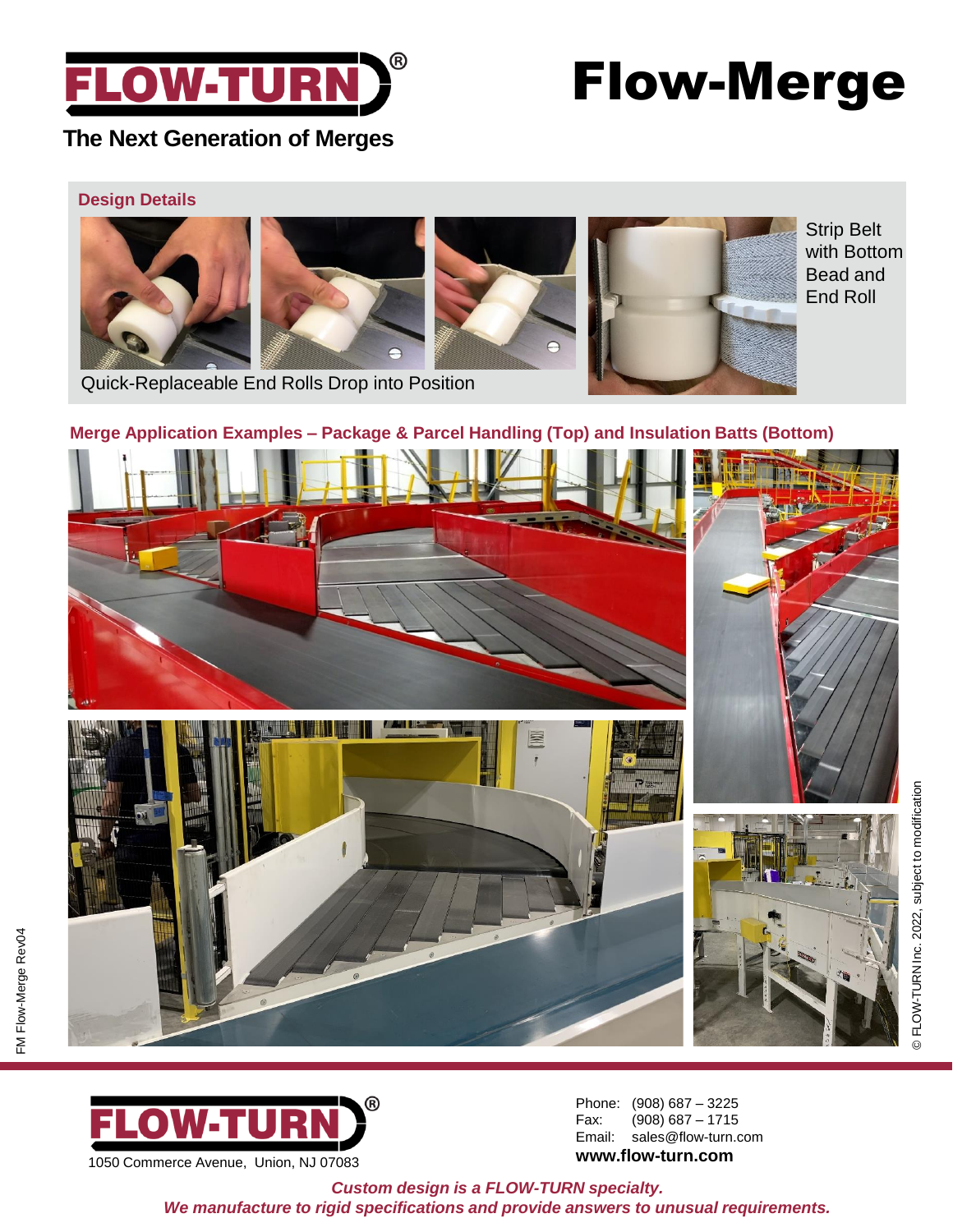# Flow-Merge

## The Next Generation of Merges

### Design Details

Strip Belt with Bottom Bead and End Roll

Quick-Replaceable End Rolls Drop into Position

### Merge Application Examples – Package & Parcel Handling (Top) and Insulation Batts (Bottom)

FM Flow-Merge Rev04

© FLOW-TURN Inc. 2022, subject to modification

1050 Commerce Avenue, Union, NJ 07083

Phone: (908) 687 – 3225
Fax: (908) 687 – 1715
Email: sales@flow-turn.com
**www.flow-turn.com**

***Custom design is a FLOW-TURN specialty.***
***We manufacture to rigid specifications and provide answers to unusual requirements.***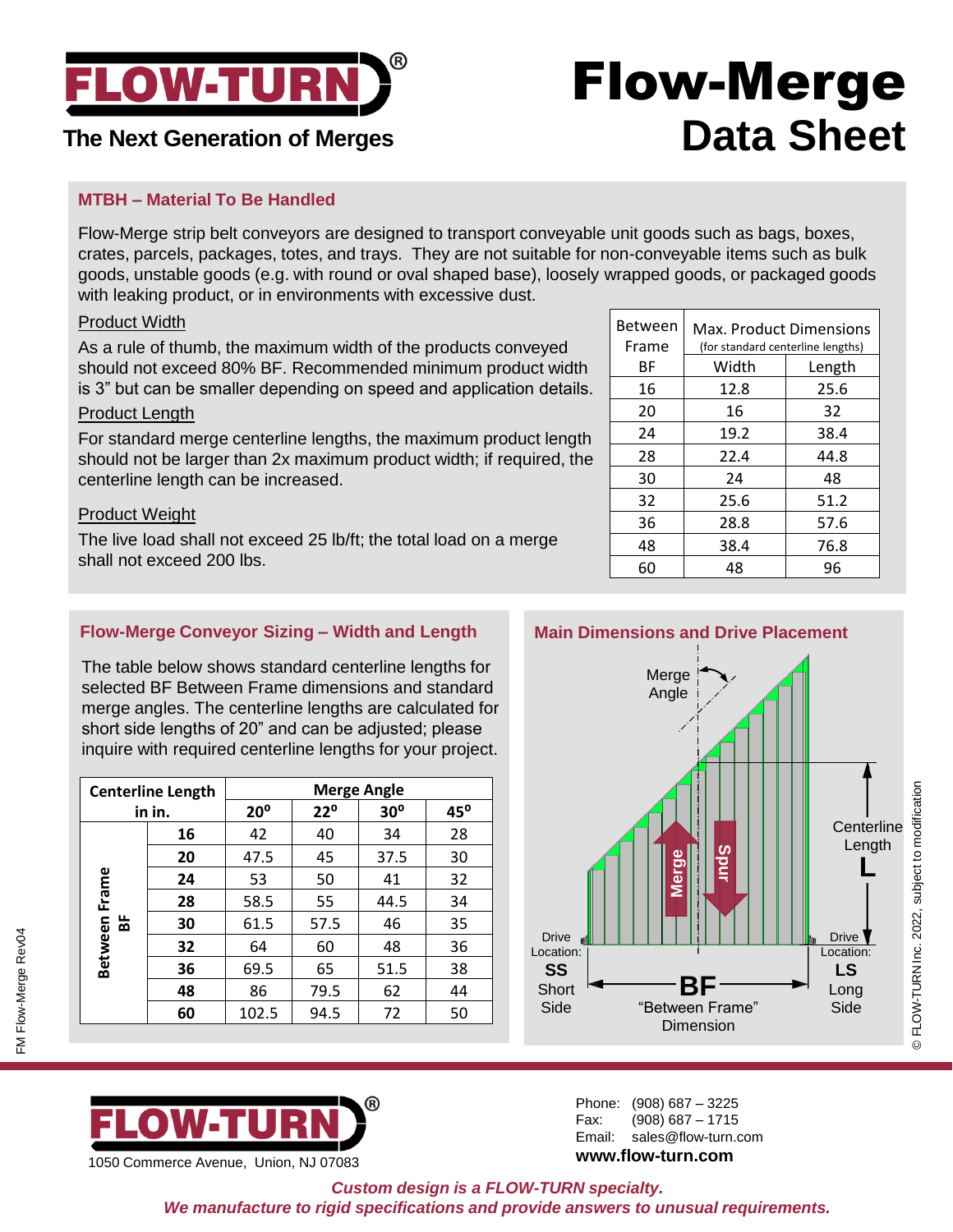# FLOW-TURN®

**The Next Generation of Merges**

# Flow-Merge Data Sheet

## MTBH – Material To Be Handled

Flow-Merge strip belt conveyors are designed to transport conveyable unit goods such as bags, boxes, crates, parcels, packages, totes, and trays. They are not suitable for non-conveyable items such as bulk goods, unstable goods (e.g. with round or oval shaped base), loosely wrapped goods, or packaged goods with leaking product, or in environments with excessive dust.

### Product Width

As a rule of thumb, the maximum width of the products conveyed should not exceed 80% BF. Recommended minimum product width is 3" but can be smaller depending on speed and application details.

### Product Length

For standard merge centerline lengths, the maximum product length should not be larger than 2x maximum product width; if required, the centerline length can be increased.

### Product Weight

The live load shall not exceed 25 lb/ft; the total load on a merge shall not exceed 200 lbs.

| Between Frame BF | Max. Product Dimensions (for standard centerline lengths) Width | Length |
|---|---|---|
| 16 | 12.8 | 25.6 |
| 20 | 16 | 32 |
| 24 | 19.2 | 38.4 |
| 28 | 22.4 | 44.8 |
| 30 | 24 | 48 |
| 32 | 25.6 | 51.2 |
| 36 | 28.8 | 57.6 |
| 48 | 38.4 | 76.8 |
| 60 | 48 | 96 |

## Flow-Merge Conveyor Sizing – Width and Length

The table below shows standard centerline lengths for selected BF Between Frame dimensions and standard merge angles. The centerline lengths are calculated for short side lengths of 20" and can be adjusted; please inquire with required centerline lengths for your project.

| Centerline Length in in. | | Merge Angle 20° | 22° | 30° | 45° |
|---|---|---|---|---|---|
| Between Frame BF | 16 | 42 | 40 | 34 | 28 |
| | 20 | 47.5 | 45 | 37.5 | 30 |
| | 24 | 53 | 50 | 41 | 32 |
| | 28 | 58.5 | 55 | 44.5 | 34 |
| | 30 | 61.5 | 57.5 | 46 | 35 |
| | 32 | 64 | 60 | 48 | 36 |
| | 36 | 69.5 | 65 | 51.5 | 38 |
| | 48 | 86 | 79.5 | 62 | 44 |
| | 60 | 102.5 | 94.5 | 72 | 50 |

## Main Dimensions and Drive Placement

Merge Angle

Merge

Spur

Centerline Length **L**

Drive Location: **SS** Short Side

**BF** "Between Frame" Dimension

Drive Location: **LS** Long Side

FM Flow-Merge Rev04

© FLOW-TURN Inc. 2022, subject to modification

**FLOW-TURN®**

1050 Commerce Avenue, Union, NJ 07083

Phone: (908) 687 – 3225
Fax: (908) 687 – 1715
Email: sales@flow-turn.com
**www.flow-turn.com**

***Custom design is a FLOW-TURN specialty.***
***We manufacture to rigid specifications and provide answers to unusual requirements.***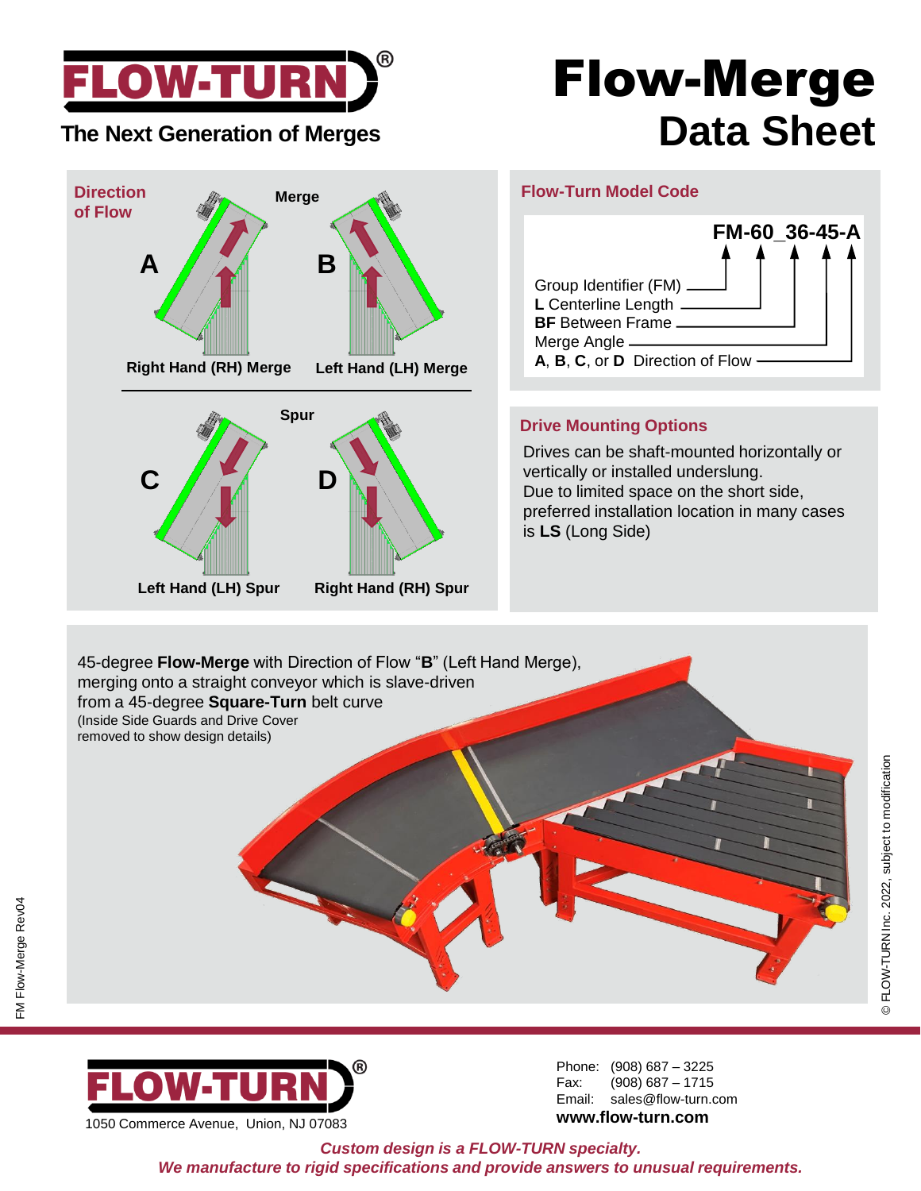**FLOW-TURN**

The Next Generation of Merges

# Flow-Merge
## Data Sheet

### Direction of Flow

Merge

A — Right Hand (RH) Merge

B — Left Hand (LH) Merge

Spur

C — Left Hand (LH) Spur

D — Right Hand (RH) Spur

### Flow-Turn Model Code

**FM-60_36-45-A**

- Group Identifier (FM)
- **L** Centerline Length
- **BF** Between Frame
- Merge Angle
- **A**, **B**, **C**, or **D** Direction of Flow

### Drive Mounting Options

Drives can be shaft-mounted horizontally or vertically or installed underslung.
Due to limited space on the short side, preferred installation location in many cases is **LS** (Long Side)

45-degree **Flow-Merge** with Direction of Flow "**B**" (Left Hand Merge), merging onto a straight conveyor which is slave-driven from a 45-degree **Square-Turn** belt curve
(Inside Side Guards and Drive Cover removed to show design details)

FM Flow-Merge Rev04

© FLOW-TURN Inc. 2022, subject to modification

**FLOW-TURN**

1050 Commerce Avenue, Union, NJ 07083

Phone: (908) 687 – 3225
Fax: (908) 687 – 1715
Email: sales@flow-turn.com
**www.flow-turn.com**

***Custom design is a FLOW-TURN specialty.***
***We manufacture to rigid specifications and provide answers to unusual requirements.***